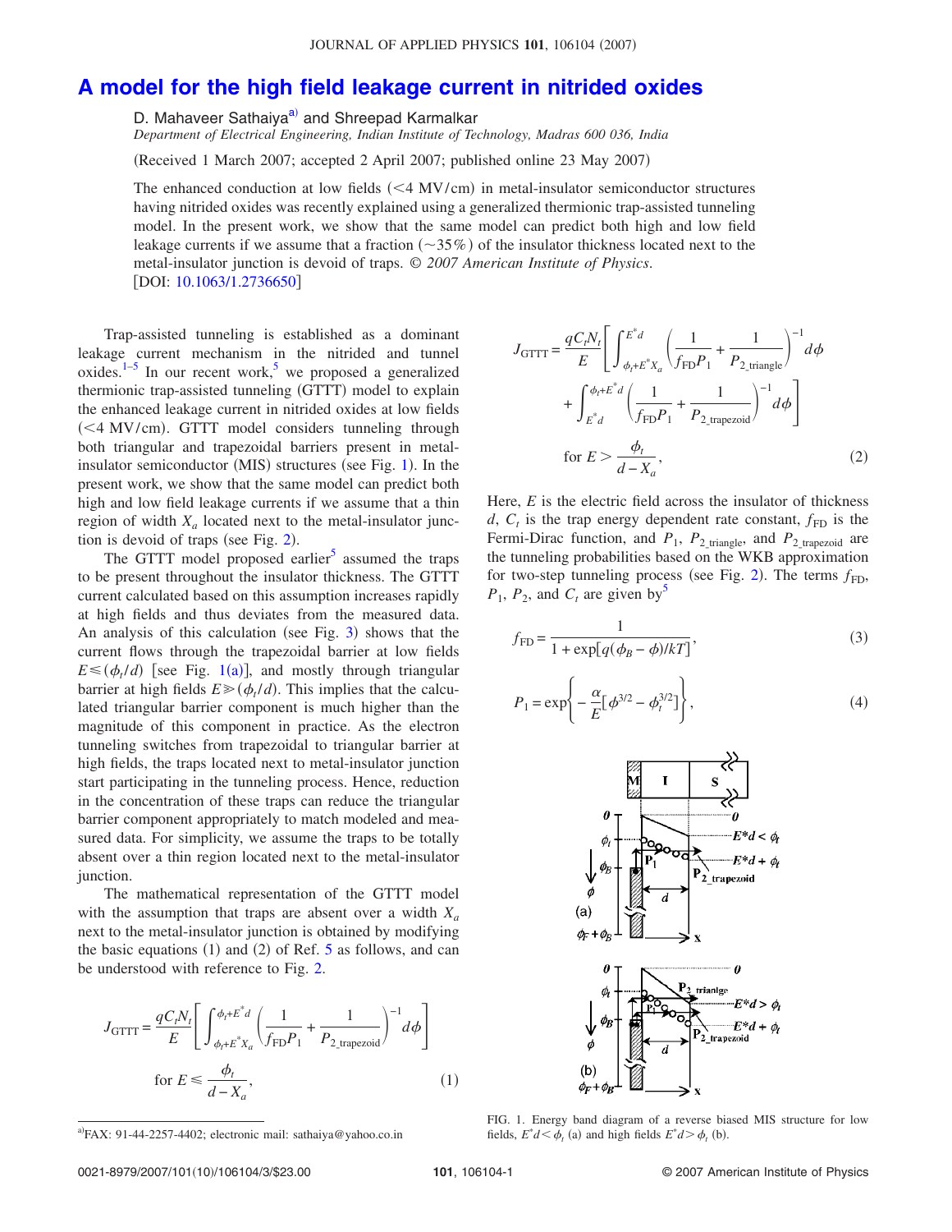# A model for the high field leakage current in nitrided oxides

D. Mahaveer Sathaiya[a] and Shreepad Karmalkar

*Department of Electrical Engineering, Indian Institute of Technology, Madras 600 036, India*

(Received 1 March 2007; accepted 2 April 2007; published online 23 May 2007)

The enhanced conduction at low fields (<4 MV/cm) in metal-insulator semiconductor structures having nitrided oxides was recently explained using a generalized thermionic trap-assisted tunneling model. In the present work, we show that the same model can predict both high and low field leakage currents if we assume that a fraction (~35%) of the insulator thickness located next to the metal-insulator junction is devoid of traps. *© 2007 American Institute of Physics.* [DOI: 10.1063/1.2736650]

Trap-assisted tunneling is established as a dominant leakage current mechanism in the nitrided and tunnel oxides.[1–5] In our recent work,[5] we proposed a generalized thermionic trap-assisted tunneling (GTTT) model to explain the enhanced leakage current in nitrided oxides at low fields (<4 MV/cm). GTTT model considers tunneling through both triangular and trapezoidal barriers present in metal-insulator semiconductor (MIS) structures (see Fig. 1). In the present work, we show that the same model can predict both high and low field leakage currents if we assume that a thin region of width $X_a$ located next to the metal-insulator junction is devoid of traps (see Fig. 2).

The GTTT model proposed earlier[5] assumed the traps to be present throughout the insulator thickness. The GTTT current calculated based on this assumption increases rapidly at high fields and thus deviates from the measured data. An analysis of this calculation (see Fig. 3) shows that the current flows through the trapezoidal barrier at low fields $E \leq (\phi_t/d)$ [see Fig. 1(a)], and mostly through triangular barrier at high fields $E \gg (\phi_t/d)$. This implies that the calculated triangular barrier component is much higher than the magnitude of this component in practice. As the electron tunneling switches from trapezoidal to triangular barrier at high fields, the traps located next to metal-insulator junction start participating in the tunneling process. Hence, reduction in the concentration of these traps can reduce the triangular barrier component appropriately to match modeled and measured data. For simplicity, we assume the traps to be totally absent over a thin region located next to the metal-insulator junction.

The mathematical representation of the GTTT model with the assumption that traps are absent over a width $X_a$ next to the metal-insulator junction is obtained by modifying the basic equations (1) and (2) of Ref. 5 as follows, and can be understood with reference to Fig. 2.

$$J_{\mathrm{GTTT}} = \frac{qC_tN_t}{E}\left[\int_{\phi_t+E^*X_a}^{\phi_t+E^*d}\left(\frac{1}{f_{\mathrm{FD}}P_1}+\frac{1}{P_{2\_\mathrm{trapezoid}}}\right)^{-1}d\phi\right] \quad \text{for } E \leq \frac{\phi_t}{d-X_a}, \tag{1}$$

$$J_{\mathrm{GTTT}} = \frac{qC_tN_t}{E}\left[\int_{\phi_t+E^*X_a}^{E^*d}\left(\frac{1}{f_{\mathrm{FD}}P_1}+\frac{1}{P_{2\_\mathrm{triangle}}}\right)^{-1}d\phi + \int_{E^*d}^{\phi_t+E^*d}\left(\frac{1}{f_{\mathrm{FD}}P_1}+\frac{1}{P_{2\_\mathrm{trapezoid}}}\right)^{-1}d\phi\right] \quad \text{for } E > \frac{\phi_t}{d-X_a}, \tag{2}$$

Here, $E$ is the electric field across the insulator of thickness $d$, $C_t$ is the trap energy dependent rate constant, $f_{\mathrm{FD}}$ is the Fermi-Dirac function, and $P_1$, $P_{2\_\mathrm{triangle}}$, and $P_{2\_\mathrm{trapezoid}}$ are the tunneling probabilities based on the WKB approximation for two-step tunneling process (see Fig. 2). The terms $f_{\mathrm{FD}}$, $P_1$, $P_2$, and $C_t$ are given by[5]

$$f_{\mathrm{FD}} = \frac{1}{1+\exp[q(\phi_B-\phi)/kT]}, \tag{3}$$

$$P_1 = \exp\left\{-\frac{\alpha}{E}[\phi^{3/2}-\phi_t^{3/2}]\right\}, \tag{4}$$

FIG. 1. Energy band diagram of a reverse biased MIS structure for low fields, $E^*d<\phi_t$ (a) and high fields $E^*d>\phi_t$ (b).

[a]FAX: 91-44-2257-4402; electronic mail: sathaiya@yahoo.co.in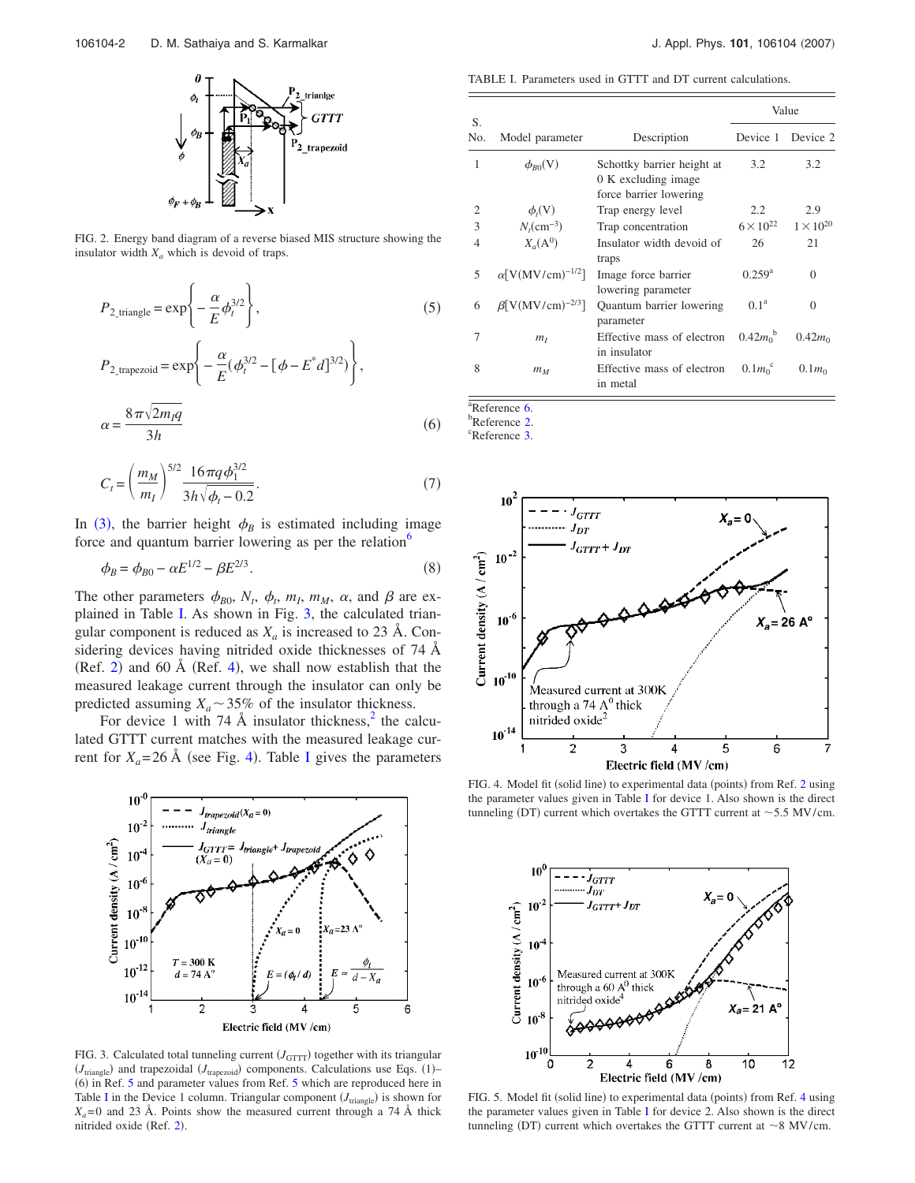FIG. 2. Energy band diagram of a reverse biased MIS structure showing the insulator width $X_a$ which is devoid of traps.

$$P_{2\_\text{triangle}} = \exp\left\{-\frac{\alpha}{E}\phi_t^{3/2}\right\}, \tag{5}$$

$$P_{2\_\text{trapezoid}} = \exp\left\{-\frac{\alpha}{E}(\phi_t^{3/2} - [\phi - E^* d]^{3/2})\right\},$$

$$\alpha = \frac{8\pi\sqrt{2m_I q}}{3h} \tag{6}$$

$$C_t = \left(\frac{m_M}{m_I}\right)^{5/2} \frac{16\pi q \phi_1^{3/2}}{3h\sqrt{\phi_t - 0.2}}. \tag{7}$$

In (3), the barrier height $\phi_B$ is estimated including image force and quantum barrier lowering as per the relation[6]

$$\phi_B = \phi_{B0} - \alpha E^{1/2} - \beta E^{2/3}. \tag{8}$$

The other parameters $\phi_{B0}$, $N_t$, $\phi_t$, $m_I$, $m_M$, $\alpha$, and $\beta$ are explained in Table I. As shown in Fig. 3, the calculated triangular component is reduced as $X_a$ is increased to 23 Å. Considering devices having nitrided oxide thicknesses of 74 Å (Ref. 2) and 60 Å (Ref. 4), we shall now establish that the measured leakage current through the insulator can only be predicted assuming $X_a \sim 35\%$ of the insulator thickness.

For device 1 with 74 Å insulator thickness,[2] the calculated GTTT current matches with the measured leakage current for $X_a$=26 Å (see Fig. 4). Table I gives the parameters

FIG. 3. Calculated total tunneling current ($J_{\text{GTTT}}$) together with its triangular ($J_{\text{triangle}}$) and trapezoidal ($J_{\text{trapezoid}}$) components. Calculations use Eqs. (1)–(6) in Ref. 5 and parameter values from Ref. 5 which are reproduced here in Table I in the Device 1 column. Triangular component ($J_{\text{triangle}}$) is shown for $X_a$=0 and 23 Å. Points show the measured current through a 74 Å thick nitrided oxide (Ref. 2).

TABLE I. Parameters used in GTTT and DT current calculations.

| S. No. | Model parameter | Description | Value | |
|---|---|---|---|---|
| | | | Device 1 | Device 2 |
| 1 | $\phi_{B0}$(V) | Schottky barrier height at 0 K excluding image force barrier lowering | 3.2 | 3.2 |
| 2 | $\phi_t$(V) | Trap energy level | 2.2 | 2.9 |
| 3 | $N_t$(cm$^{-3}$) | Trap concentration | $6\times10^{22}$ | $1\times10^{20}$ |
| 4 | $X_a$(A$^0$) | Insulator width devoid of traps | 26 | 21 |
| 5 | $\alpha$[V(MV/cm)$^{-1/2}$] | Image force barrier lowering parameter | 0.259[a] | 0 |
| 6 | $\beta$[V(MV/cm)$^{-2/3}$] | Quantum barrier lowering parameter | 0.1[a] | 0 |
| 7 | $m_I$ | Effective mass of electron in insulator | $0.42m_0$[b] | $0.42m_0$ |
| 8 | $m_M$ | Effective mass of electron in metal | $0.1m_0$[c] | $0.1m_0$ |

[a]Reference 6.
[b]Reference 2.
[c]Reference 3.

FIG. 4. Model fit (solid line) to experimental data (points) from Ref. 2 using the parameter values given in Table I for device 1. Also shown is the direct tunneling (DT) current which overtakes the GTTT current at ~5.5 MV/cm.

FIG. 5. Model fit (solid line) to experimental data (points) from Ref. 4 using the parameter values given in Table I for device 2. Also shown is the direct tunneling (DT) current which overtakes the GTTT current at ~8 MV/cm.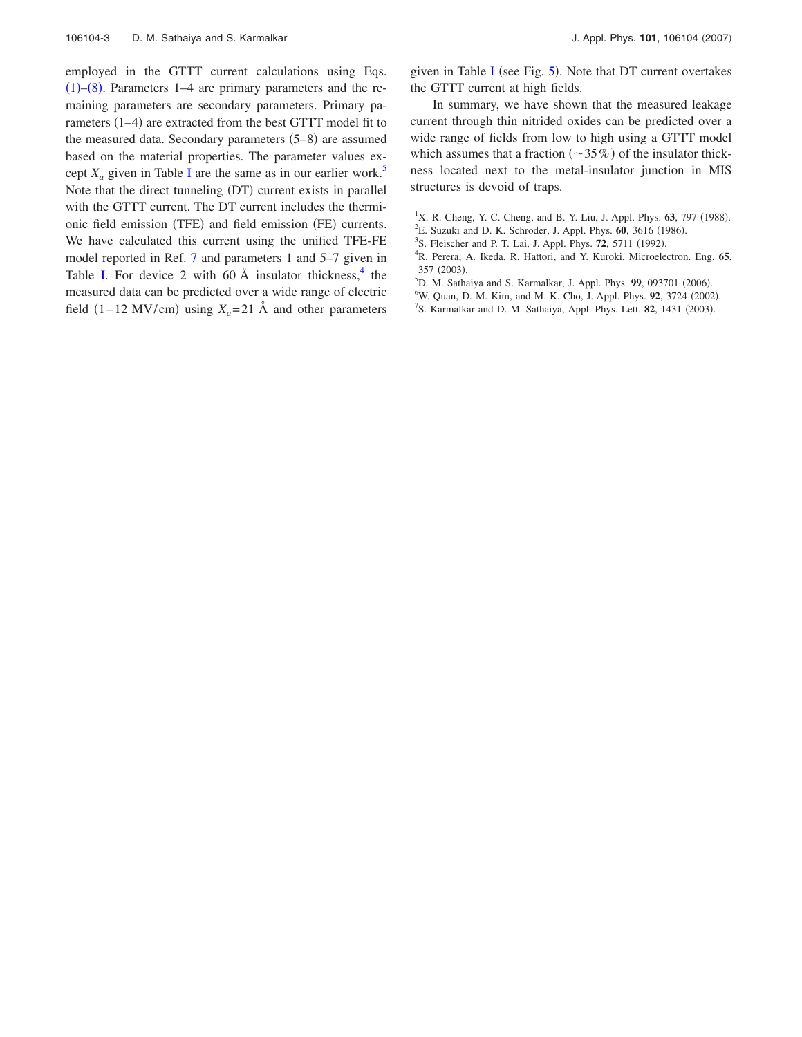employed in the GTTT current calculations using Eqs. (1)–(8). Parameters 1–4 are primary parameters and the remaining parameters are secondary parameters. Primary parameters (1–4) are extracted from the best GTTT model fit to the measured data. Secondary parameters (5–8) are assumed based on the material properties. The parameter values except $X_a$ given in Table I are the same as in our earlier work.[5] Note that the direct tunneling (DT) current exists in parallel with the GTTT current. The DT current includes the thermionic field emission (TFE) and field emission (FE) currents. We have calculated this current using the unified TFE-FE model reported in Ref. 7 and parameters 1 and 5–7 given in Table I. For device 2 with 60 Å insulator thickness,[4] the measured data can be predicted over a wide range of electric field (1–12 MV/cm) using $X_a$=21 Å and other parameters given in Table I (see Fig. 5). Note that DT current overtakes the GTTT current at high fields.

In summary, we have shown that the measured leakage current through thin nitrided oxides can be predicted over a wide range of fields from low to high using a GTTT model which assumes that a fraction (~35%) of the insulator thickness located next to the metal-insulator junction in MIS structures is devoid of traps.

[1] X. R. Cheng, Y. C. Cheng, and B. Y. Liu, J. Appl. Phys. **63**, 797 (1988).
[2] E. Suzuki and D. K. Schroder, J. Appl. Phys. **60**, 3616 (1986).
[3] S. Fleischer and P. T. Lai, J. Appl. Phys. **72**, 5711 (1992).
[4] R. Perera, A. Ikeda, R. Hattori, and Y. Kuroki, Microelectron. Eng. **65**, 357 (2003).
[5] D. M. Sathaiya and S. Karmalkar, J. Appl. Phys. **99**, 093701 (2006).
[6] W. Quan, D. M. Kim, and M. K. Cho, J. Appl. Phys. **92**, 3724 (2002).
[7] S. Karmalkar and D. M. Sathaiya, Appl. Phys. Lett. **82**, 1431 (2003).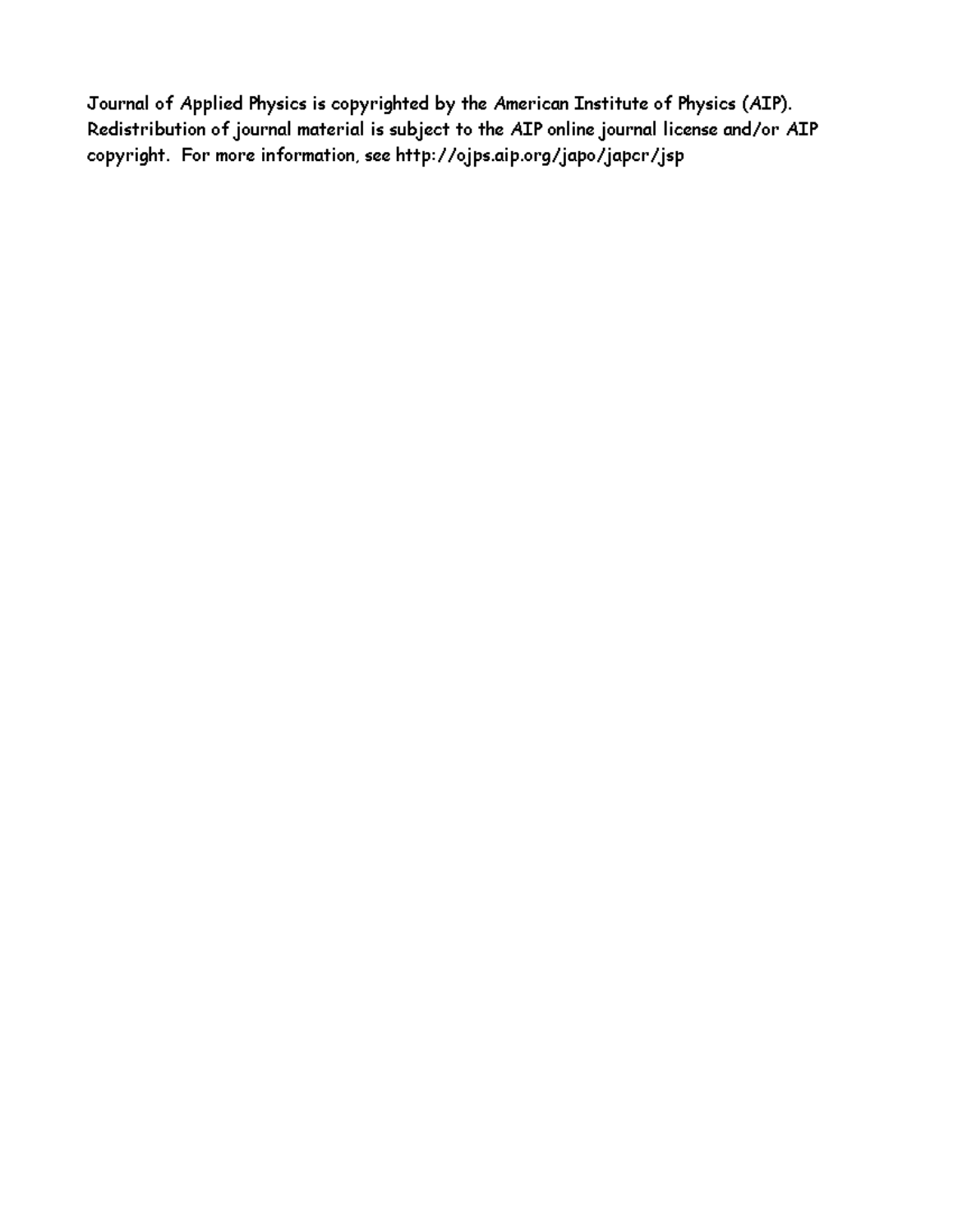Journal of Applied Physics is copyrighted by the American Institute of Physics (AIP). Redistribution of journal material is subject to the AIP online journal license and/or AIP copyright. For more information, see http://ojps.aip.org/japo/japcr/jsp